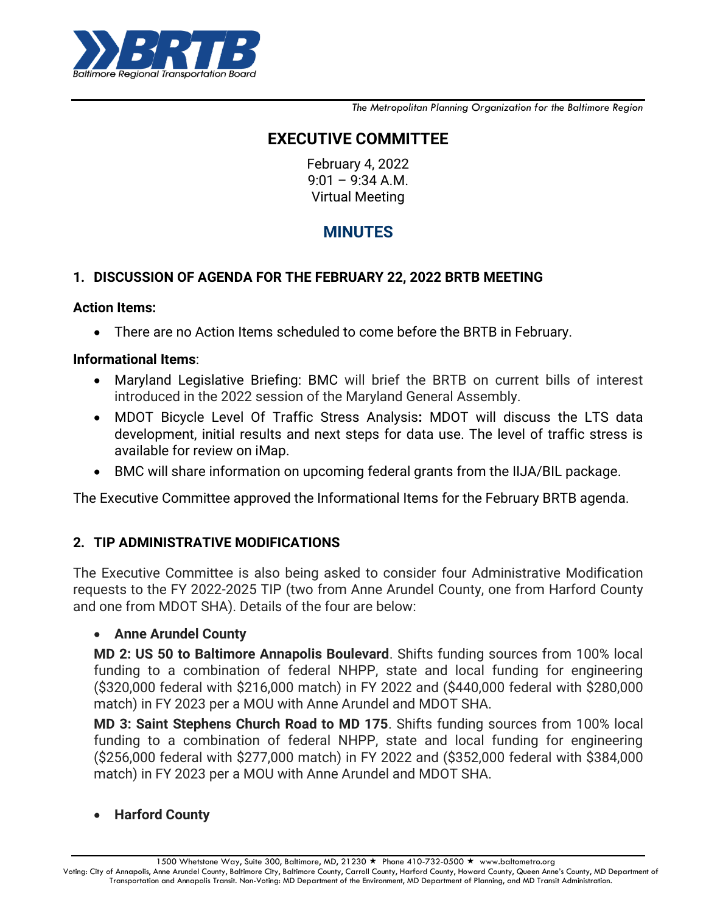*The Metropolitan Planning Organization for the Baltimore Region*

# EXECUTIVE COMMITTEE

February 4, 2022
9:01 – 9:34 A.M.
Virtual Meeting

## MINUTES

### 1. DISCUSSION OF AGENDA FOR THE FEBRUARY 22, 2022 BRTB MEETING

**Action Items:**

- There are no Action Items scheduled to come before the BRTB in February.

**Informational Items**:

- Maryland Legislative Briefing: BMC will brief the BRTB on current bills of interest introduced in the 2022 session of the Maryland General Assembly.
- MDOT Bicycle Level Of Traffic Stress Analysis**:** MDOT will discuss the LTS data development, initial results and next steps for data use. The level of traffic stress is available for review on iMap.
- BMC will share information on upcoming federal grants from the IIJA/BIL package.

The Executive Committee approved the Informational Items for the February BRTB agenda.

### 2. TIP ADMINISTRATIVE MODIFICATIONS

The Executive Committee is also being asked to consider four Administrative Modification requests to the FY 2022-2025 TIP (two from Anne Arundel County, one from Harford County and one from MDOT SHA). Details of the four are below:

- **Anne Arundel County**

  **MD 2: US 50 to Baltimore Annapolis Boulevard**. Shifts funding sources from 100% local funding to a combination of federal NHPP, state and local funding for engineering ($320,000 federal with $216,000 match) in FY 2022 and ($440,000 federal with $280,000 match) in FY 2023 per a MOU with Anne Arundel and MDOT SHA.

  **MD 3: Saint Stephens Church Road to MD 175**. Shifts funding sources from 100% local funding to a combination of federal NHPP, state and local funding for engineering ($256,000 federal with $277,000 match) in FY 2022 and ($352,000 federal with $384,000 match) in FY 2023 per a MOU with Anne Arundel and MDOT SHA.

- **Harford County**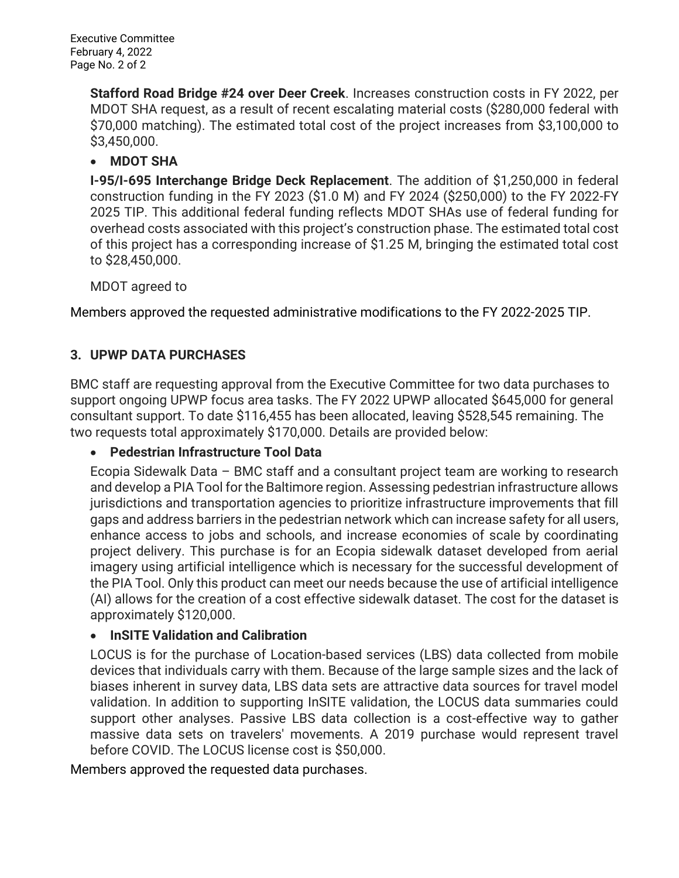**Stafford Road Bridge #24 over Deer Creek**. Increases construction costs in FY 2022, per MDOT SHA request, as a result of recent escalating material costs ($280,000 federal with $70,000 matching). The estimated total cost of the project increases from $3,100,000 to $3,450,000.

- **MDOT SHA**

  **I-95/I-695 Interchange Bridge Deck Replacement**. The addition of $1,250,000 in federal construction funding in the FY 2023 ($1.0 M) and FY 2024 ($250,000) to the FY 2022-FY 2025 TIP. This additional federal funding reflects MDOT SHAs use of federal funding for overhead costs associated with this project's construction phase. The estimated total cost of this project has a corresponding increase of $1.25 M, bringing the estimated total cost to $28,450,000.

  MDOT agreed to

Members approved the requested administrative modifications to the FY 2022-2025 TIP.

## 3. UPWP DATA PURCHASES

BMC staff are requesting approval from the Executive Committee for two data purchases to support ongoing UPWP focus area tasks. The FY 2022 UPWP allocated $645,000 for general consultant support. To date $116,455 has been allocated, leaving $528,545 remaining. The two requests total approximately $170,000. Details are provided below:

- **Pedestrian Infrastructure Tool Data**

  Ecopia Sidewalk Data – BMC staff and a consultant project team are working to research and develop a PIA Tool for the Baltimore region. Assessing pedestrian infrastructure allows jurisdictions and transportation agencies to prioritize infrastructure improvements that fill gaps and address barriers in the pedestrian network which can increase safety for all users, enhance access to jobs and schools, and increase economies of scale by coordinating project delivery. This purchase is for an Ecopia sidewalk dataset developed from aerial imagery using artificial intelligence which is necessary for the successful development of the PIA Tool. Only this product can meet our needs because the use of artificial intelligence (AI) allows for the creation of a cost effective sidewalk dataset. The cost for the dataset is approximately $120,000.

- **InSITE Validation and Calibration**

  LOCUS is for the purchase of Location-based services (LBS) data collected from mobile devices that individuals carry with them. Because of the large sample sizes and the lack of biases inherent in survey data, LBS data sets are attractive data sources for travel model validation. In addition to supporting InSITE validation, the LOCUS data summaries could support other analyses. Passive LBS data collection is a cost-effective way to gather massive data sets on travelers' movements. A 2019 purchase would represent travel before COVID. The LOCUS license cost is $50,000.

Members approved the requested data purchases.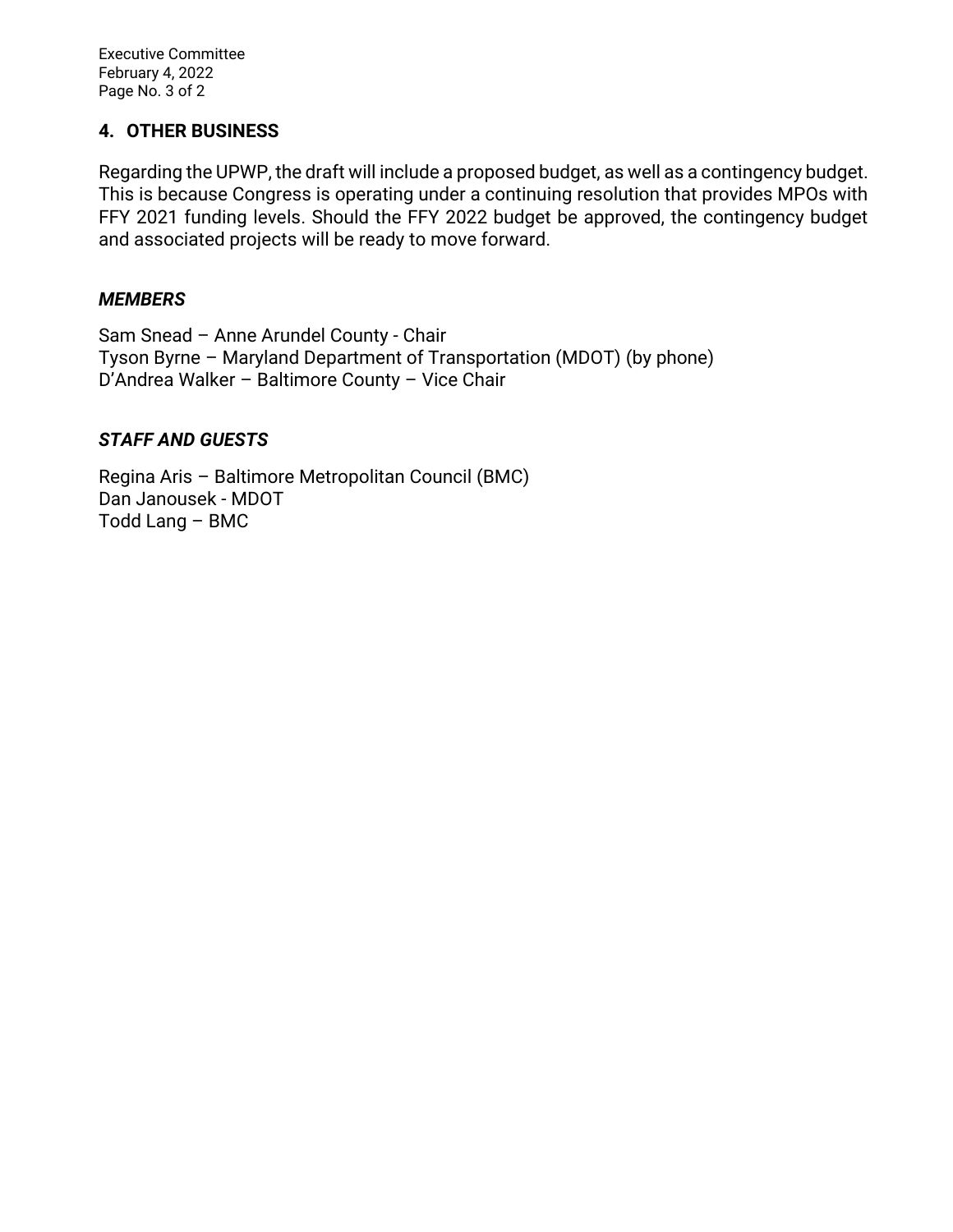## 4. OTHER BUSINESS

Regarding the UPWP, the draft will include a proposed budget, as well as a contingency budget. This is because Congress is operating under a continuing resolution that provides MPOs with FFY 2021 funding levels. Should the FFY 2022 budget be approved, the contingency budget and associated projects will be ready to move forward.

***MEMBERS***

Sam Snead – Anne Arundel County - Chair
Tyson Byrne – Maryland Department of Transportation (MDOT) (by phone)
D'Andrea Walker – Baltimore County – Vice Chair

***STAFF AND GUESTS***

Regina Aris – Baltimore Metropolitan Council (BMC)
Dan Janousek - MDOT
Todd Lang – BMC